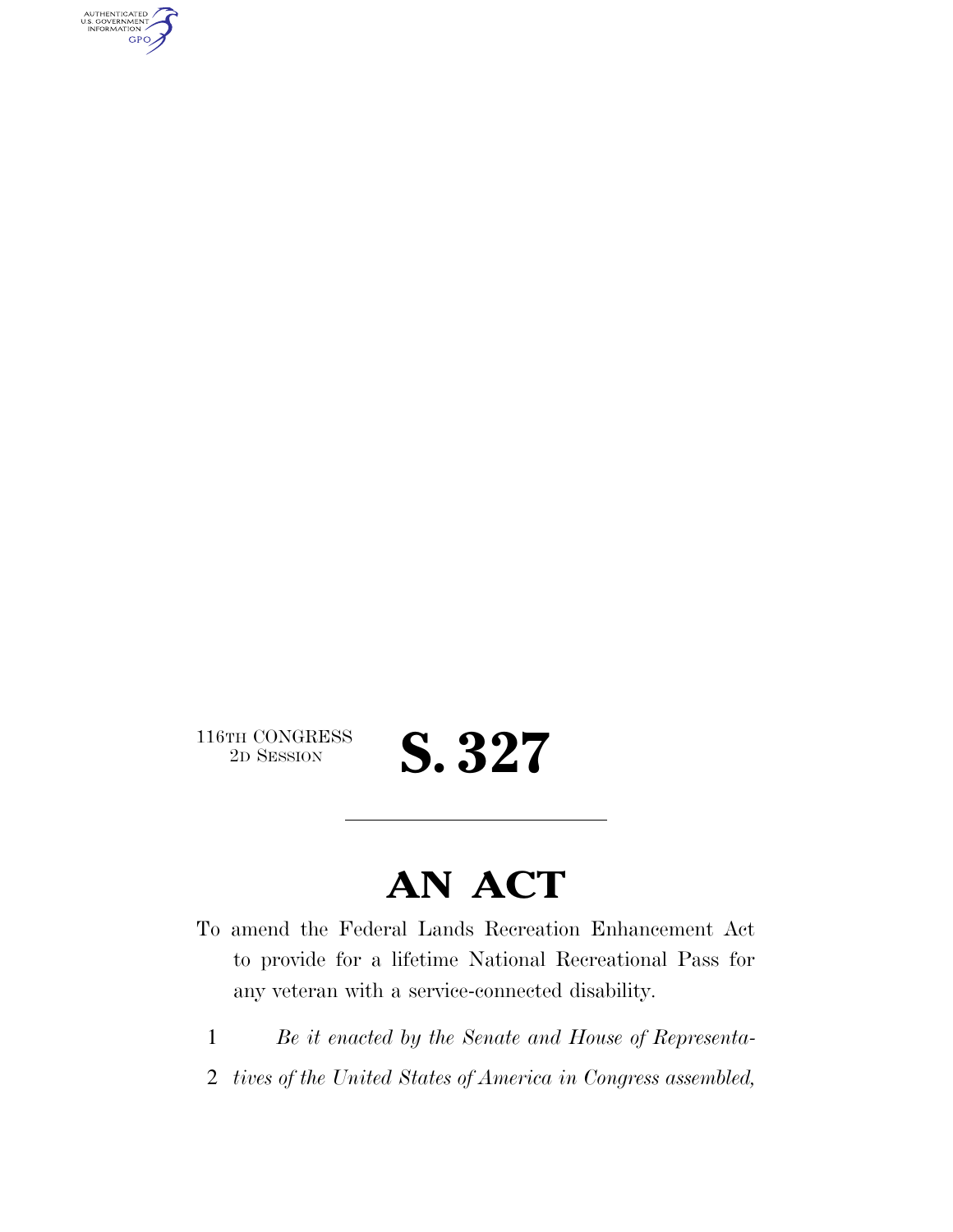116TH CONGRESS
2D SESSION

# S. 327

## AN ACT

To amend the Federal Lands Recreation Enhancement Act to provide for a lifetime National Recreational Pass for any veteran with a service-connected disability.

1 *Be it enacted by the Senate and House of Representa-*
2 *tives of the United States of America in Congress assembled,*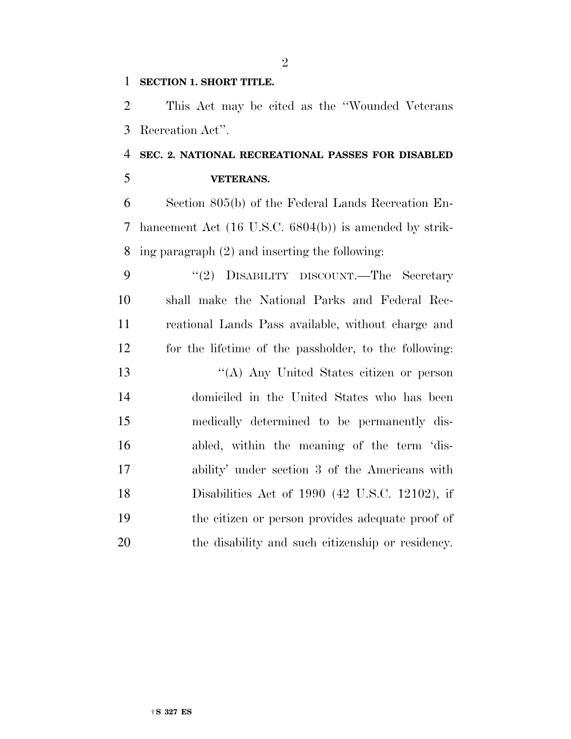**SECTION 1. SHORT TITLE.**

This Act may be cited as the ''Wounded Veterans Recreation Act''.

**SEC. 2. NATIONAL RECREATIONAL PASSES FOR DISABLED VETERANS.**

Section 805(b) of the Federal Lands Recreation Enhancement Act (16 U.S.C. 6804(b)) is amended by striking paragraph (2) and inserting the following:

''(2) DISABILITY DISCOUNT.—The Secretary shall make the National Parks and Federal Recreational Lands Pass available, without charge and for the lifetime of the passholder, to the following:

''(A) Any United States citizen or person domiciled in the United States who has been medically determined to be permanently disabled, within the meaning of the term 'disability' under section 3 of the Americans with Disabilities Act of 1990 (42 U.S.C. 12102), if the citizen or person provides adequate proof of the disability and such citizenship or residency.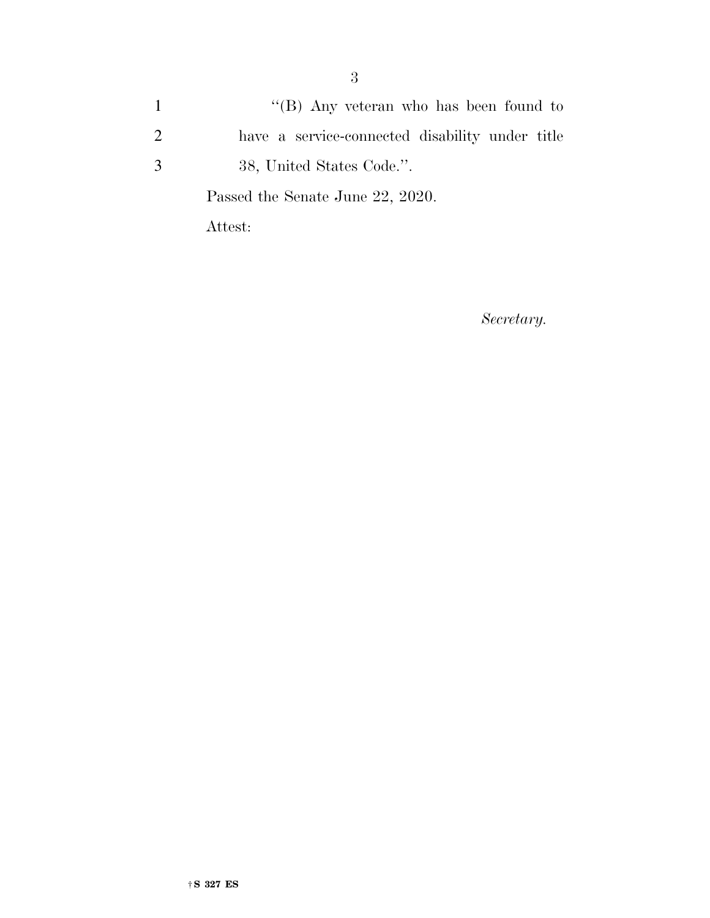"(B) Any veteran who has been found to have a service-connected disability under title 38, United States Code.".

Passed the Senate June 22, 2020.

Attest:

*Secretary.*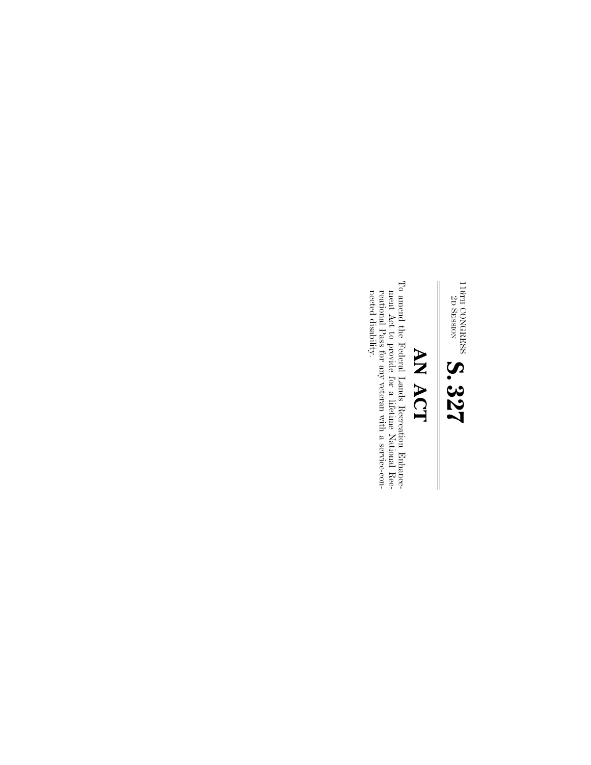116TH CONGRESS
2D SESSION

# S. 327

# AN ACT

To amend the Federal Lands Recreation Enhancement Act to provide for a lifetime National Recreational Pass for any veteran with a service-connected disability.